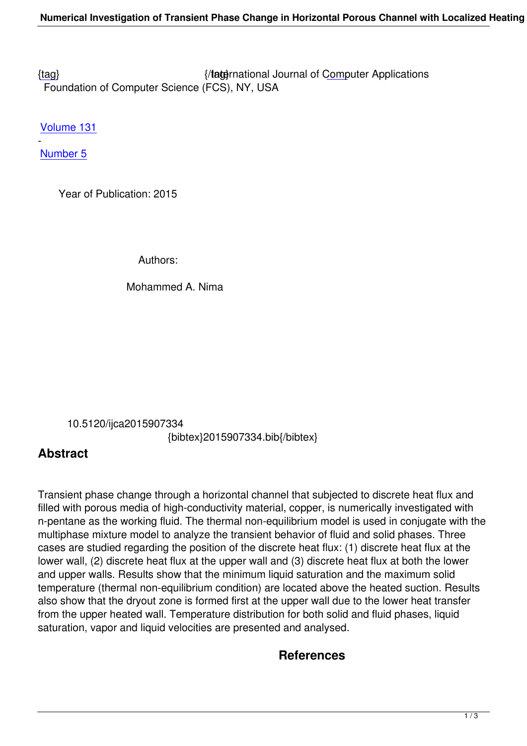{tag} {/tag}International Journal of Computer Applications
Foundation of Computer Science (FCS), NY, USA

Volume 131
-
Number 5

Year of Publication: 2015

Authors:

Mohammed A. Nima

10.5120/ijca2015907334
{bibtex}2015907334.bib{/bibtex}

## Abstract

Transient phase change through a horizontal channel that subjected to discrete heat flux and filled with porous media of high-conductivity material, copper, is numerically investigated with n-pentane as the working fluid. The thermal non-equilibrium model is used in conjugate with the multiphase mixture model to analyze the transient behavior of fluid and solid phases. Three cases are studied regarding the position of the discrete heat flux: (1) discrete heat flux at the lower wall, (2) discrete heat flux at the upper wall and (3) discrete heat flux at both the lower and upper walls. Results show that the minimum liquid saturation and the maximum solid temperature (thermal non-equilibrium condition) are located above the heated suction. Results also show that the dryout zone is formed first at the upper wall due to the lower heat transfer from the upper heated wall. Temperature distribution for both solid and fluid phases, liquid saturation, vapor and liquid velocities are presented and analysed.

## References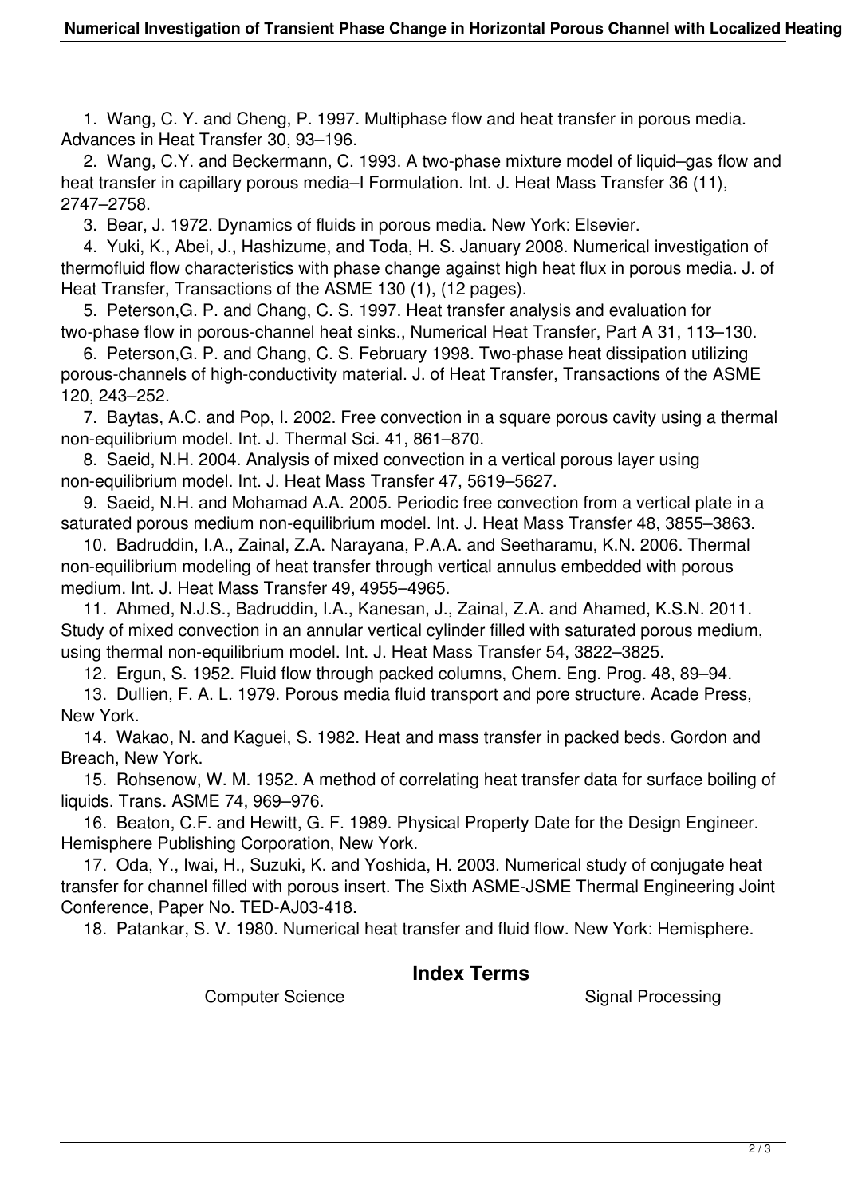1. Wang, C. Y. and Cheng, P. 1997. Multiphase flow and heat transfer in porous media. Advances in Heat Transfer 30, 93–196.
2. Wang, C.Y. and Beckermann, C. 1993. A two-phase mixture model of liquid–gas flow and heat transfer in capillary porous media–I Formulation. Int. J. Heat Mass Transfer 36 (11), 2747–2758.
3. Bear, J. 1972. Dynamics of fluids in porous media. New York: Elsevier.
4. Yuki, K., Abei, J., Hashizume, and Toda, H. S. January 2008. Numerical investigation of thermofluid flow characteristics with phase change against high heat flux in porous media. J. of Heat Transfer, Transactions of the ASME 130 (1), (12 pages).
5. Peterson,G. P. and Chang, C. S. 1997. Heat transfer analysis and evaluation for two-phase flow in porous-channel heat sinks., Numerical Heat Transfer, Part A 31, 113–130.
6. Peterson,G. P. and Chang, C. S. February 1998. Two-phase heat dissipation utilizing porous-channels of high-conductivity material. J. of Heat Transfer, Transactions of the ASME 120, 243–252.
7. Baytas, A.C. and Pop, I. 2002. Free convection in a square porous cavity using a thermal non-equilibrium model. Int. J. Thermal Sci. 41, 861–870.
8. Saeid, N.H. 2004. Analysis of mixed convection in a vertical porous layer using non-equilibrium model. Int. J. Heat Mass Transfer 47, 5619–5627.
9. Saeid, N.H. and Mohamad A.A. 2005. Periodic free convection from a vertical plate in a saturated porous medium non-equilibrium model. Int. J. Heat Mass Transfer 48, 3855–3863.
10. Badruddin, I.A., Zainal, Z.A. Narayana, P.A.A. and Seetharamu, K.N. 2006. Thermal non-equilibrium modeling of heat transfer through vertical annulus embedded with porous medium. Int. J. Heat Mass Transfer 49, 4955–4965.
11. Ahmed, N.J.S., Badruddin, I.A., Kanesan, J., Zainal, Z.A. and Ahamed, K.S.N. 2011. Study of mixed convection in an annular vertical cylinder filled with saturated porous medium, using thermal non-equilibrium model. Int. J. Heat Mass Transfer 54, 3822–3825.
12. Ergun, S. 1952. Fluid flow through packed columns, Chem. Eng. Prog. 48, 89–94.
13. Dullien, F. A. L. 1979. Porous media fluid transport and pore structure. Acade Press, New York.
14. Wakao, N. and Kaguei, S. 1982. Heat and mass transfer in packed beds. Gordon and Breach, New York.
15. Rohsenow, W. M. 1952. A method of correlating heat transfer data for surface boiling of liquids. Trans. ASME 74, 969–976.
16. Beaton, C.F. and Hewitt, G. F. 1989. Physical Property Date for the Design Engineer. Hemisphere Publishing Corporation, New York.
17. Oda, Y., Iwai, H., Suzuki, K. and Yoshida, H. 2003. Numerical study of conjugate heat transfer for channel filled with porous insert. The Sixth ASME-JSME Thermal Engineering Joint Conference, Paper No. TED-AJ03-418.
18. Patankar, S. V. 1980. Numerical heat transfer and fluid flow. New York: Hemisphere.

## Index Terms

Computer Science

Signal Processing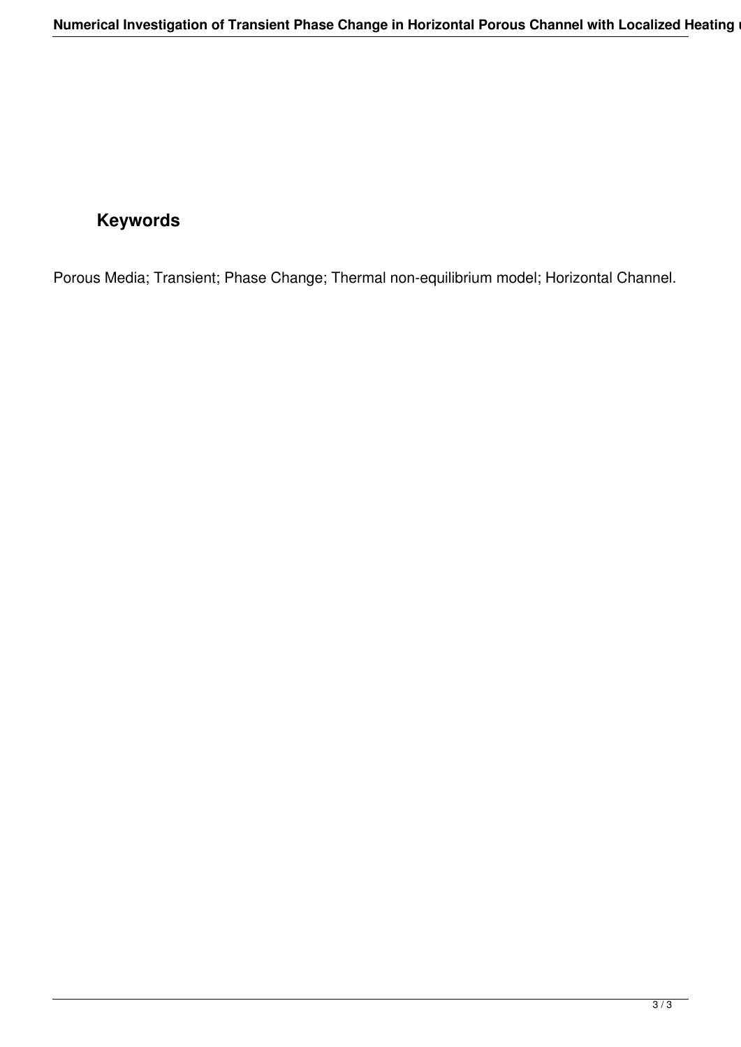## Keywords

Porous Media; Transient; Phase Change; Thermal non-equilibrium model; Horizontal Channel.